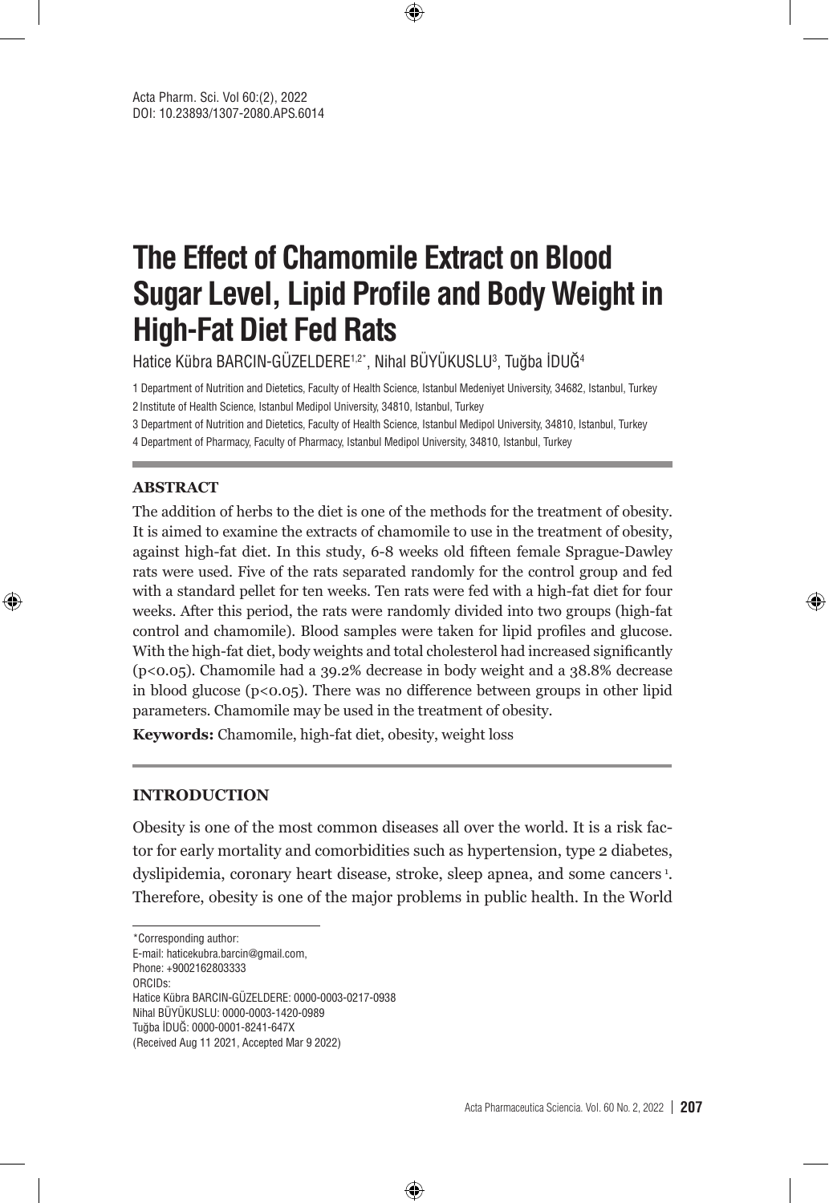# The Effect of Chamomile Extract on Blood Sugar Level, Lipid Profile and Body Weight in High-Fat Diet Fed Rats

Hatice Kübra BARCIN-GÜZELDERE[1,2*], Nihal BÜYÜKUSLU[3], Tuğba İDUĞ[4]

1 Department of Nutrition and Dietetics, Faculty of Health Science, Istanbul Medeniyet University, 34682, Istanbul, Turkey
2 Institute of Health Science, Istanbul Medipol University, 34810, Istanbul, Turkey
3 Department of Nutrition and Dietetics, Faculty of Health Science, Istanbul Medipol University, 34810, Istanbul, Turkey
4 Department of Pharmacy, Faculty of Pharmacy, Istanbul Medipol University, 34810, Istanbul, Turkey

## ABSTRACT

The addition of herbs to the diet is one of the methods for the treatment of obesity. It is aimed to examine the extracts of chamomile to use in the treatment of obesity, against high-fat diet. In this study, 6-8 weeks old fifteen female Sprague-Dawley rats were used. Five of the rats separated randomly for the control group and fed with a standard pellet for ten weeks. Ten rats were fed with a high-fat diet for four weeks. After this period, the rats were randomly divided into two groups (high-fat control and chamomile). Blood samples were taken for lipid profiles and glucose. With the high-fat diet, body weights and total cholesterol had increased significantly ($p<0.05$). Chamomile had a 39.2% decrease in body weight and a 38.8% decrease in blood glucose ($p<0.05$). There was no difference between groups in other lipid parameters. Chamomile may be used in the treatment of obesity.

**Keywords:** Chamomile, high-fat diet, obesity, weight loss

## INTRODUCTION

Obesity is one of the most common diseases all over the world. It is a risk factor for early mortality and comorbidities such as hypertension, type 2 diabetes, dyslipidemia, coronary heart disease, stroke, sleep apnea, and some cancers [1]. Therefore, obesity is one of the major problems in public health. In the World

---

*Corresponding author:
E-mail: haticekubra.barcin@gmail.com,
Phone: +9002162803333
ORCIDs:
Hatice Kübra BARCIN-GÜZELDERE: 0000-0003-0217-0938
Nihal BÜYÜKUSLU: 0000-0003-1420-0989
Tuğba İDUĞ: 0000-0001-8241-647X
(Received Aug 11 2021, Accepted Mar 9 2022)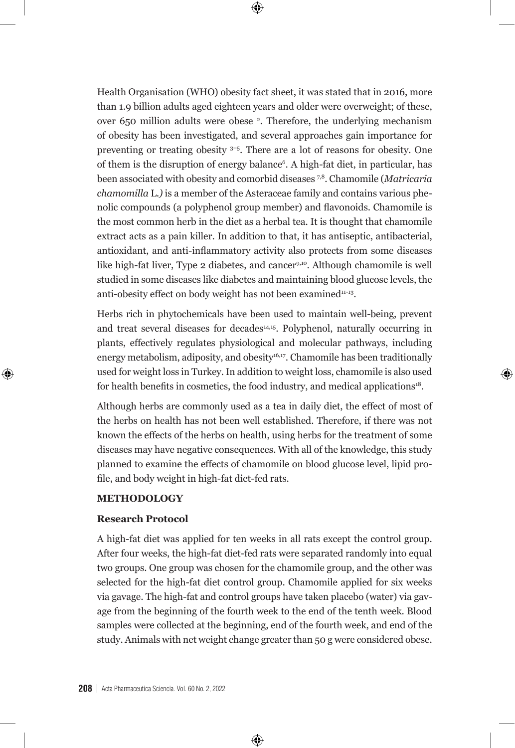Health Organisation (WHO) obesity fact sheet, it was stated that in 2016, more than 1.9 billion adults aged eighteen years and older were overweight; of these, over 650 million adults were obese [2]. Therefore, the underlying mechanism of obesity has been investigated, and several approaches gain importance for preventing or treating obesity [3–5]. There are a lot of reasons for obesity. One of them is the disruption of energy balance[6]. A high-fat diet, in particular, has been associated with obesity and comorbid diseases [7,8]. Chamomile (*Matricaria chamomilla* L.) is a member of the Asteraceae family and contains various phenolic compounds (a polyphenol group member) and flavonoids. Chamomile is the most common herb in the diet as a herbal tea. It is thought that chamomile extract acts as a pain killer. In addition to that, it has antiseptic, antibacterial, antioxidant, and anti-inflammatory activity also protects from some diseases like high-fat liver, Type 2 diabetes, and cancer[9,10]. Although chamomile is well studied in some diseases like diabetes and maintaining blood glucose levels, the anti-obesity effect on body weight has not been examined[11-13].

Herbs rich in phytochemicals have been used to maintain well-being, prevent and treat several diseases for decades[14,15]. Polyphenol, naturally occurring in plants, effectively regulates physiological and molecular pathways, including energy metabolism, adiposity, and obesity[16,17]. Chamomile has been traditionally used for weight loss in Turkey. In addition to weight loss, chamomile is also used for health benefits in cosmetics, the food industry, and medical applications[18].

Although herbs are commonly used as a tea in daily diet, the effect of most of the herbs on health has not been well established. Therefore, if there was not known the effects of the herbs on health, using herbs for the treatment of some diseases may have negative consequences. With all of the knowledge, this study planned to examine the effects of chamomile on blood glucose level, lipid profile, and body weight in high-fat diet-fed rats.

## METHODOLOGY

### Research Protocol

A high-fat diet was applied for ten weeks in all rats except the control group. After four weeks, the high-fat diet-fed rats were separated randomly into equal two groups. One group was chosen for the chamomile group, and the other was selected for the high-fat diet control group. Chamomile applied for six weeks via gavage. The high-fat and control groups have taken placebo (water) via gavage from the beginning of the fourth week to the end of the tenth week. Blood samples were collected at the beginning, end of the fourth week, and end of the study. Animals with net weight change greater than 50 g were considered obese.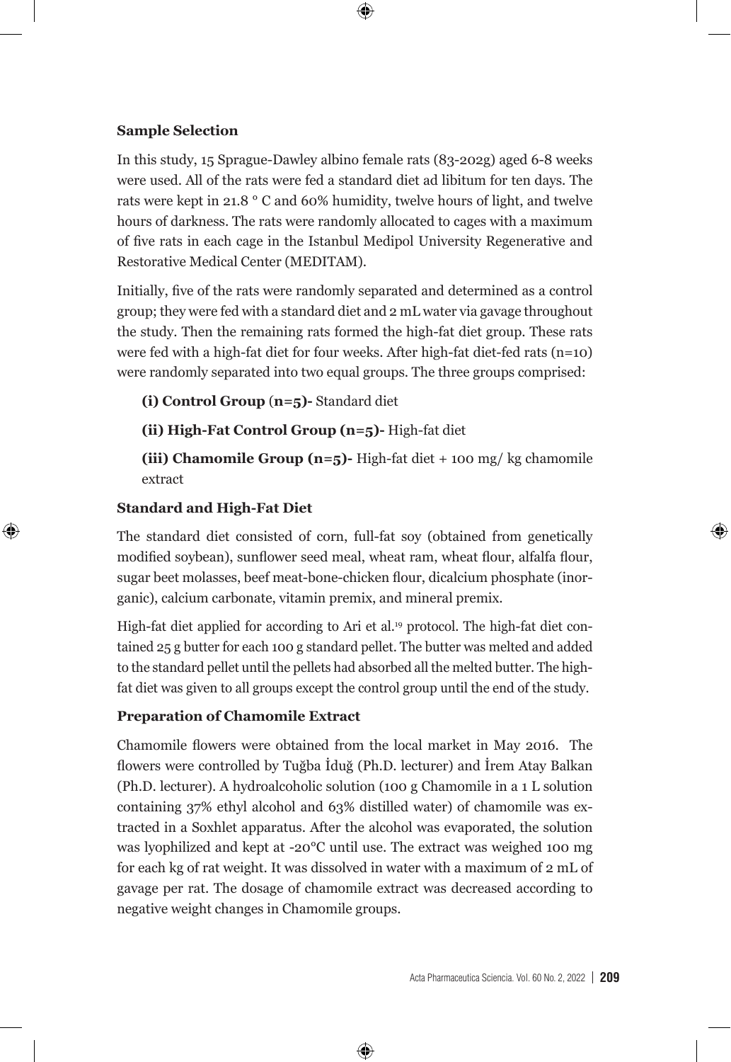### Sample Selection

In this study, 15 Sprague-Dawley albino female rats (83-202g) aged 6-8 weeks were used. All of the rats were fed a standard diet ad libitum for ten days. The rats were kept in 21.8 ° C and 60% humidity, twelve hours of light, and twelve hours of darkness. The rats were randomly allocated to cages with a maximum of five rats in each cage in the Istanbul Medipol University Regenerative and Restorative Medical Center (MEDITAM).

Initially, five of the rats were randomly separated and determined as a control group; they were fed with a standard diet and 2 mL water via gavage throughout the study. Then the remaining rats formed the high-fat diet group. These rats were fed with a high-fat diet for four weeks. After high-fat diet-fed rats (n=10) were randomly separated into two equal groups. The three groups comprised:

**(i) Control Group (n=5)-** Standard diet

**(ii) High-Fat Control Group (n=5)-** High-fat diet

**(iii) Chamomile Group (n=5)-** High-fat diet + 100 mg/ kg chamomile extract

### Standard and High-Fat Diet

The standard diet consisted of corn, full-fat soy (obtained from genetically modified soybean), sunflower seed meal, wheat ram, wheat flour, alfalfa flour, sugar beet molasses, beef meat-bone-chicken flour, dicalcium phosphate (inorganic), calcium carbonate, vitamin premix, and mineral premix.

High-fat diet applied for according to Ari et al.[19] protocol. The high-fat diet contained 25 g butter for each 100 g standard pellet. The butter was melted and added to the standard pellet until the pellets had absorbed all the melted butter. The high-fat diet was given to all groups except the control group until the end of the study.

### Preparation of Chamomile Extract

Chamomile flowers were obtained from the local market in May 2016. The flowers were controlled by Tuğba İduğ (Ph.D. lecturer) and İrem Atay Balkan (Ph.D. lecturer). A hydroalcoholic solution (100 g Chamomile in a 1 L solution containing 37% ethyl alcohol and 63% distilled water) of chamomile was extracted in a Soxhlet apparatus. After the alcohol was evaporated, the solution was lyophilized and kept at -20°C until use. The extract was weighed 100 mg for each kg of rat weight. It was dissolved in water with a maximum of 2 mL of gavage per rat. The dosage of chamomile extract was decreased according to negative weight changes in Chamomile groups.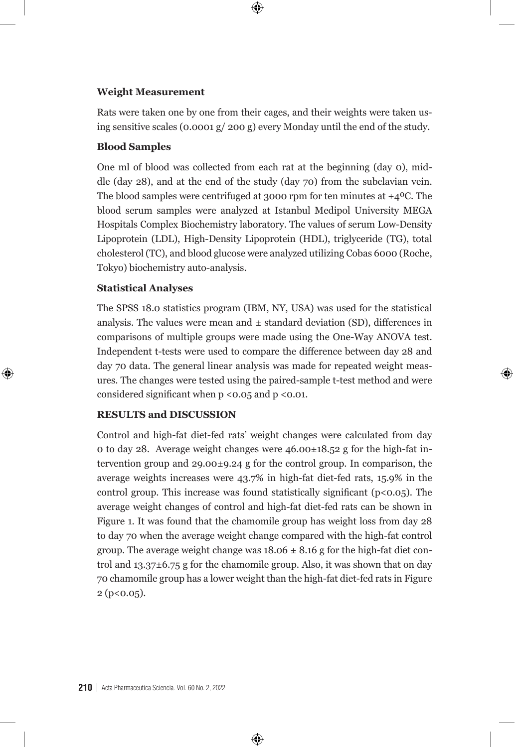**Weight Measurement**

Rats were taken one by one from their cages, and their weights were taken using sensitive scales (0.0001 g/ 200 g) every Monday until the end of the study.

**Blood Samples**

One ml of blood was collected from each rat at the beginning (day 0), middle (day 28), and at the end of the study (day 70) from the subclavian vein. The blood samples were centrifuged at 3000 rpm for ten minutes at +4ºC. The blood serum samples were analyzed at Istanbul Medipol University MEGA Hospitals Complex Biochemistry laboratory. The values of serum Low-Density Lipoprotein (LDL), High-Density Lipoprotein (HDL), triglyceride (TG), total cholesterol (TC), and blood glucose were analyzed utilizing Cobas 6000 (Roche, Tokyo) biochemistry auto-analysis.

**Statistical Analyses**

The SPSS 18.0 statistics program (IBM, NY, USA) was used for the statistical analysis. The values were mean and ± standard deviation (SD), differences in comparisons of multiple groups were made using the One-Way ANOVA test. Independent t-tests were used to compare the difference between day 28 and day 70 data. The general linear analysis was made for repeated weight measures. The changes were tested using the paired-sample t-test method and were considered significant when $p < 0.05$ and $p < 0.01$.

**RESULTS and DISCUSSION**

Control and high-fat diet-fed rats' weight changes were calculated from day 0 to day 28. Average weight changes were 46.00±18.52 g for the high-fat intervention group and 29.00±9.24 g for the control group. In comparison, the average weights increases were 43.7% in high-fat diet-fed rats, 15.9% in the control group. This increase was found statistically significant ($p<0.05$). The average weight changes of control and high-fat diet-fed rats can be shown in Figure 1. It was found that the chamomile group has weight loss from day 28 to day 70 when the average weight change compared with the high-fat control group. The average weight change was 18.06 ± 8.16 g for the high-fat diet control and 13.37±6.75 g for the chamomile group. Also, it was shown that on day 70 chamomile group has a lower weight than the high-fat diet-fed rats in Figure 2 ($p<0.05$).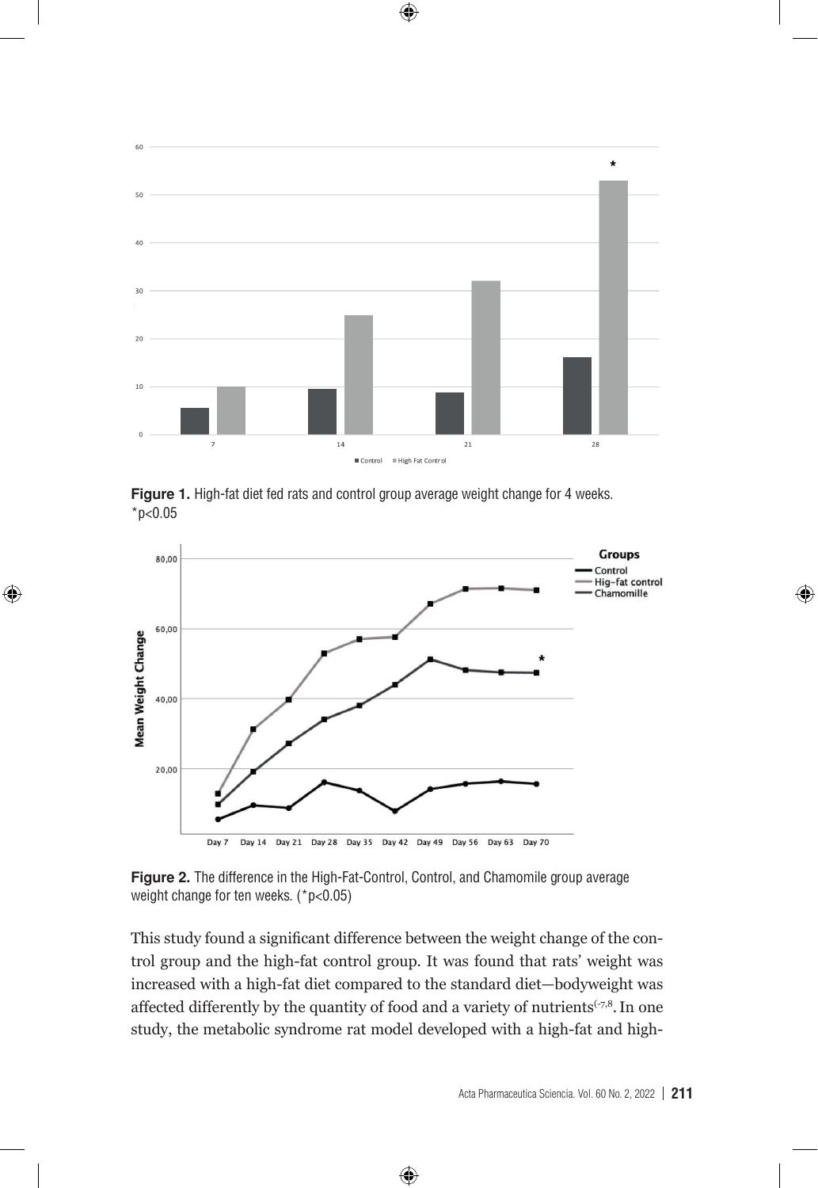**Figure 1.** High-fat diet fed rats and control group average weight change for 4 weeks. *p<0.05

**Figure 2.** The difference in the High-Fat-Control, Control, and Chamomile group average weight change for ten weeks. (*p<0.05)

This study found a significant difference between the weight change of the control group and the high-fat control group. It was found that rats' weight was increased with a high-fat diet compared to the standard diet—bodyweight was affected differently by the quantity of food and a variety of nutrients[-7,8]. In one study, the metabolic syndrome rat model developed with a high-fat and high-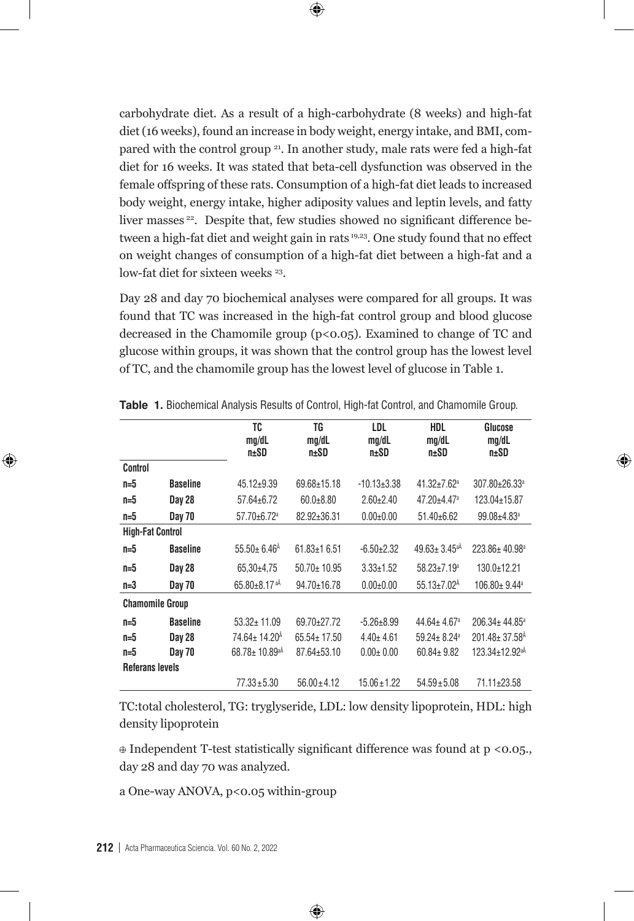carbohydrate diet. As a result of a high-carbohydrate (8 weeks) and high-fat diet (16 weeks), found an increase in body weight, energy intake, and BMI, compared with the control group [21]. In another study, male rats were fed a high-fat diet for 16 weeks. It was stated that beta-cell dysfunction was observed in the female offspring of these rats. Consumption of a high-fat diet leads to increased body weight, energy intake, higher adiposity values and leptin levels, and fatty liver masses [22]. Despite that, few studies showed no significant difference between a high-fat diet and weight gain in rats [19,23]. One study found that no effect on weight changes of consumption of a high-fat diet between a high-fat and a low-fat diet for sixteen weeks [23].

Day 28 and day 70 biochemical analyses were compared for all groups. It was found that TC was increased in the high-fat control group and blood glucose decreased in the Chamomile group ($p<0.05$). Examined to change of TC and glucose within groups, it was shown that the control group has the lowest level of TC, and the chamomile group has the lowest level of glucose in Table 1.

**Table 1.** Biochemical Analysis Results of Control, High-fat Control, and Chamomile Group.

| | | TC mg/dL n±SD | TG mg/dL n±SD | LDL mg/dL n±SD | HDL mg/dL n±SD | Glucose mg/dL n±SD |
|---|---|---|---|---|---|---|
| **Control** | | | | | | |
| n=5 | **Baseline** | 45.12±9.39 | 69.68±15.18 | -10.13±3.38 | 41.32±7.62[a] | 307.80±26.33[a] |
| n=5 | **Day 28** | 57.64±6.72 | 60.0±8.80 | 2.60±2.40 | 47.20±4.47[a] | 123.04±15.87 |
| n=5 | **Day 70** | 57.70±6.72[a] | 82.92±36.31 | 0.00±0.00 | 51.40±6.62 | 99.08±4.83[a] |
| **High-Fat Control** | | | | | | |
| n=5 | **Baseline** | 55.50± 6.46[⊕] | 61.83±1 6.51 | -6.50±2.32 | 49.63± 3.45[a⊕] | 223.86± 40.98[a] |
| n=5 | **Day 28** | 65,30±4,75 | 50.70± 10.95 | 3.33±1.52 | 58.23±7.19[a] | 130.0±12.21 |
| n=3 | **Day 70** | 65.80±8.17[a⊕] | 94.70±16.78 | 0.00±0.00 | 55.13±7.02[⊕] | 106.80± 9.44[a] |
| **Chamomile Group** | | | | | | |
| n=5 | **Baseline** | 53.32± 11.09 | 69.70±27.72 | -5.26±8.99 | 44.64± 4.67[a] | 206.34± 44.85[a] |
| n=5 | **Day 28** | 74.64± 14.20[⊕] | 65.54± 17.50 | 4.40± 4.61 | 59.24± 8.24[a] | 201.48± 37.58[⊕] |
| n=5 | **Day 70** | 68.78± 10.89[a⊕] | 87.64±53.10 | 0.00± 0.00 | 60.84± 9.82 | 123.34±12.92[a⊕] |
| **Referans levels** | | | | | | |
| | | 77.33 ± 5.30 | 56.00 ± 4.12 | 15.06 ± 1.22 | 54.59 ± 5.08 | 71.11±23.58 |

TC:total cholesterol, TG: tryglyseride, LDL: low density lipoprotein, HDL: high density lipoprotein

⊕ Independent T-test statistically significant difference was found at $p < 0.05$., day 28 and day 70 was analyzed.

a One-way ANOVA, $p<0.05$ within-group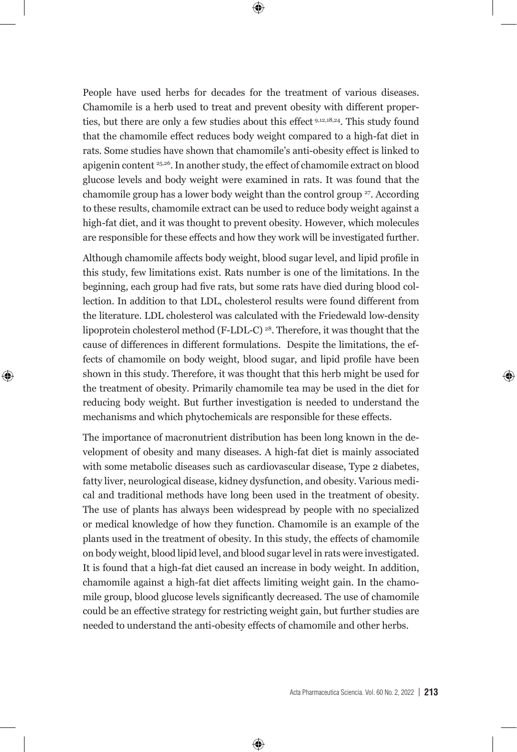People have used herbs for decades for the treatment of various diseases. Chamomile is a herb used to treat and prevent obesity with different properties, but there are only a few studies about this effect [9,12,18,24]. This study found that the chamomile effect reduces body weight compared to a high-fat diet in rats. Some studies have shown that chamomile's anti-obesity effect is linked to apigenin content [25,26]. In another study, the effect of chamomile extract on blood glucose levels and body weight were examined in rats. It was found that the chamomile group has a lower body weight than the control group [27]. According to these results, chamomile extract can be used to reduce body weight against a high-fat diet, and it was thought to prevent obesity. However, which molecules are responsible for these effects and how they work will be investigated further.

Although chamomile affects body weight, blood sugar level, and lipid profile in this study, few limitations exist. Rats number is one of the limitations. In the beginning, each group had five rats, but some rats have died during blood collection. In addition to that LDL, cholesterol results were found different from the literature. LDL cholesterol was calculated with the Friedewald low-density lipoprotein cholesterol method (F-LDL-C) [28]. Therefore, it was thought that the cause of differences in different formulations. Despite the limitations, the effects of chamomile on body weight, blood sugar, and lipid profile have been shown in this study. Therefore, it was thought that this herb might be used for the treatment of obesity. Primarily chamomile tea may be used in the diet for reducing body weight. But further investigation is needed to understand the mechanisms and which phytochemicals are responsible for these effects.

The importance of macronutrient distribution has been long known in the development of obesity and many diseases. A high-fat diet is mainly associated with some metabolic diseases such as cardiovascular disease, Type 2 diabetes, fatty liver, neurological disease, kidney dysfunction, and obesity. Various medical and traditional methods have long been used in the treatment of obesity. The use of plants has always been widespread by people with no specialized or medical knowledge of how they function. Chamomile is an example of the plants used in the treatment of obesity. In this study, the effects of chamomile on body weight, blood lipid level, and blood sugar level in rats were investigated. It is found that a high-fat diet caused an increase in body weight. In addition, chamomile against a high-fat diet affects limiting weight gain. In the chamomile group, blood glucose levels significantly decreased. The use of chamomile could be an effective strategy for restricting weight gain, but further studies are needed to understand the anti-obesity effects of chamomile and other herbs.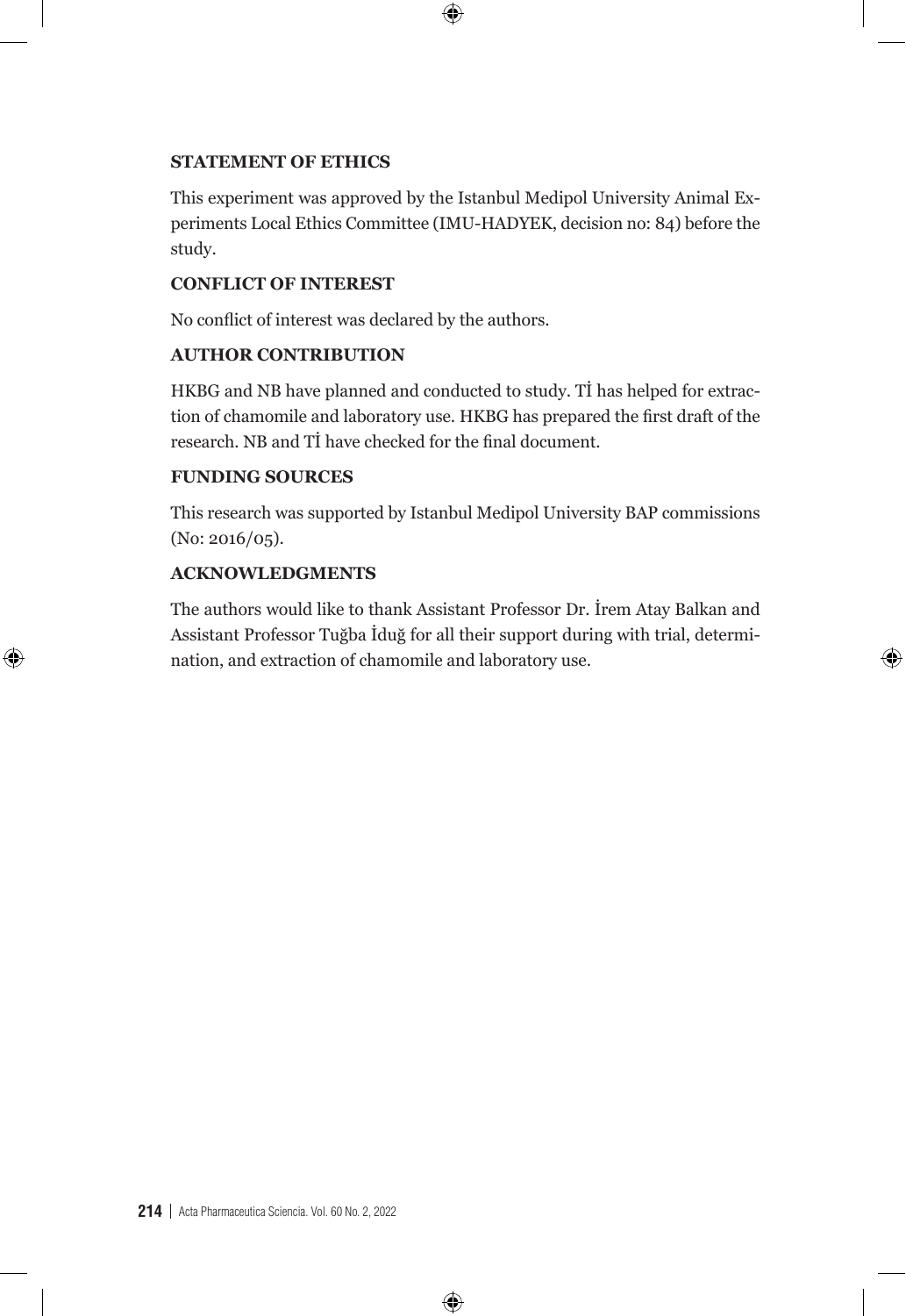**STATEMENT OF ETHICS**

This experiment was approved by the Istanbul Medipol University Animal Experiments Local Ethics Committee (IMU-HADYEK, decision no: 84) before the study.

**CONFLICT OF INTEREST**

No conflict of interest was declared by the authors.

**AUTHOR CONTRIBUTION**

HKBG and NB have planned and conducted to study. Tİ has helped for extraction of chamomile and laboratory use. HKBG has prepared the first draft of the research. NB and Tİ have checked for the final document.

**FUNDING SOURCES**

This research was supported by Istanbul Medipol University BAP commissions (No: 2016/05).

**ACKNOWLEDGMENTS**

The authors would like to thank Assistant Professor Dr. İrem Atay Balkan and Assistant Professor Tuğba İduğ for all their support during with trial, determination, and extraction of chamomile and laboratory use.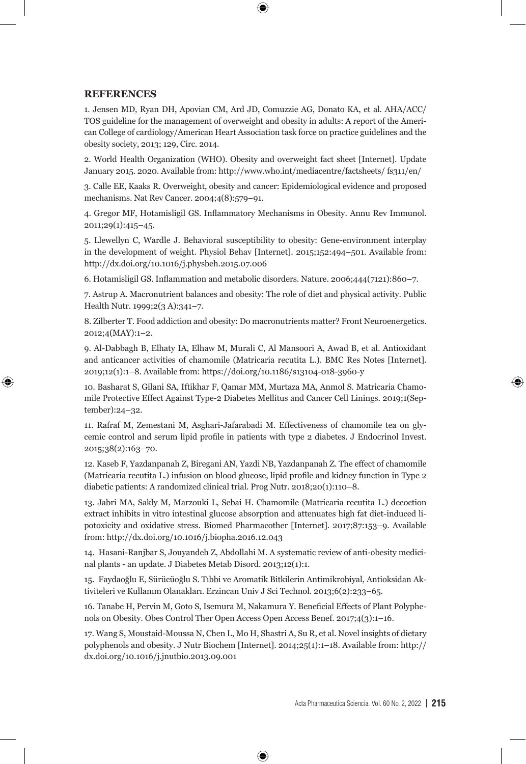## REFERENCES

1. Jensen MD, Ryan DH, Apovian CM, Ard JD, Comuzzie AG, Donato KA, et al. AHA/ACC/TOS guideline for the management of overweight and obesity in adults: A report of the American College of cardiology/American Heart Association task force on practice guidelines and the obesity society, 2013; 129, Circ. 2014.

2. World Health Organization (WHO). Obesity and overweight fact sheet [Internet]. Update January 2015. 2020. Available from: http://www.who.int/mediacentre/factsheets/ fs311/en/

3. Calle EE, Kaaks R. Overweight, obesity and cancer: Epidemiological evidence and proposed mechanisms. Nat Rev Cancer. 2004;4(8):579–91.

4. Gregor MF, Hotamisligil GS. Inflammatory Mechanisms in Obesity. Annu Rev Immunol. 2011;29(1):415–45.

5. Llewellyn C, Wardle J. Behavioral susceptibility to obesity: Gene-environment interplay in the development of weight. Physiol Behav [Internet]. 2015;152:494–501. Available from: http://dx.doi.org/10.1016/j.physbeh.2015.07.006

6. Hotamisligil GS. Inflammation and metabolic disorders. Nature. 2006;444(7121):860–7.

7. Astrup A. Macronutrient balances and obesity: The role of diet and physical activity. Public Health Nutr. 1999;2(3 A):341–7.

8. Zilberter T. Food addiction and obesity: Do macronutrients matter? Front Neuroenergetics. 2012;4(MAY):1–2.

9. Al-Dabbagh B, Elhaty IA, Elhaw M, Murali C, Al Mansoori A, Awad B, et al. Antioxidant and anticancer activities of chamomile (Matricaria recutita L.). BMC Res Notes [Internet]. 2019;12(1):1–8. Available from: https://doi.org/10.1186/s13104-018-3960-y

10. Basharat S, Gilani SA, Iftikhar F, Qamar MM, Murtaza MA, Anmol S. Matricaria Chamomile Protective Effect Against Type-2 Diabetes Mellitus and Cancer Cell Linings. 2019;1(September):24–32.

11. Rafraf M, Zemestani M, Asghari-Jafarabadi M. Effectiveness of chamomile tea on glycemic control and serum lipid profile in patients with type 2 diabetes. J Endocrinol Invest. 2015;38(2):163–70.

12. Kaseb F, Yazdanpanah Z, Biregani AN, Yazdi NB, Yazdanpanah Z. The effect of chamomile (Matricaria recutita L.) infusion on blood glucose, lipid profile and kidney function in Type 2 diabetic patients: A randomized clinical trial. Prog Nutr. 2018;20(1):110–8.

13. Jabri MA, Sakly M, Marzouki L, Sebai H. Chamomile (Matricaria recutita L.) decoction extract inhibits in vitro intestinal glucose absorption and attenuates high fat diet-induced lipotoxicity and oxidative stress. Biomed Pharmacother [Internet]. 2017;87:153–9. Available from: http://dx.doi.org/10.1016/j.biopha.2016.12.043

14. Hasani-Ranjbar S, Jouyandeh Z, Abdollahi M. A systematic review of anti-obesity medicinal plants - an update. J Diabetes Metab Disord. 2013;12(1):1.

15. Faydaoğlu E, Sürücüoğlu S. Tıbbi ve Aromatik Bitkilerin Antimikrobiyal, Antioksidan Aktiviteleri ve Kullanım Olanakları. Erzincan Univ J Sci Technol. 2013;6(2):233–65.

16. Tanabe H, Pervin M, Goto S, Isemura M, Nakamura Y. Beneficial Effects of Plant Polyphenols on Obesity. Obes Control Ther Open Access Open Access Benef. 2017;4(3):1–16.

17. Wang S, Moustaid-Moussa N, Chen L, Mo H, Shastri A, Su R, et al. Novel insights of dietary polyphenols and obesity. J Nutr Biochem [Internet]. 2014;25(1):1–18. Available from: http://dx.doi.org/10.1016/j.jnutbio.2013.09.001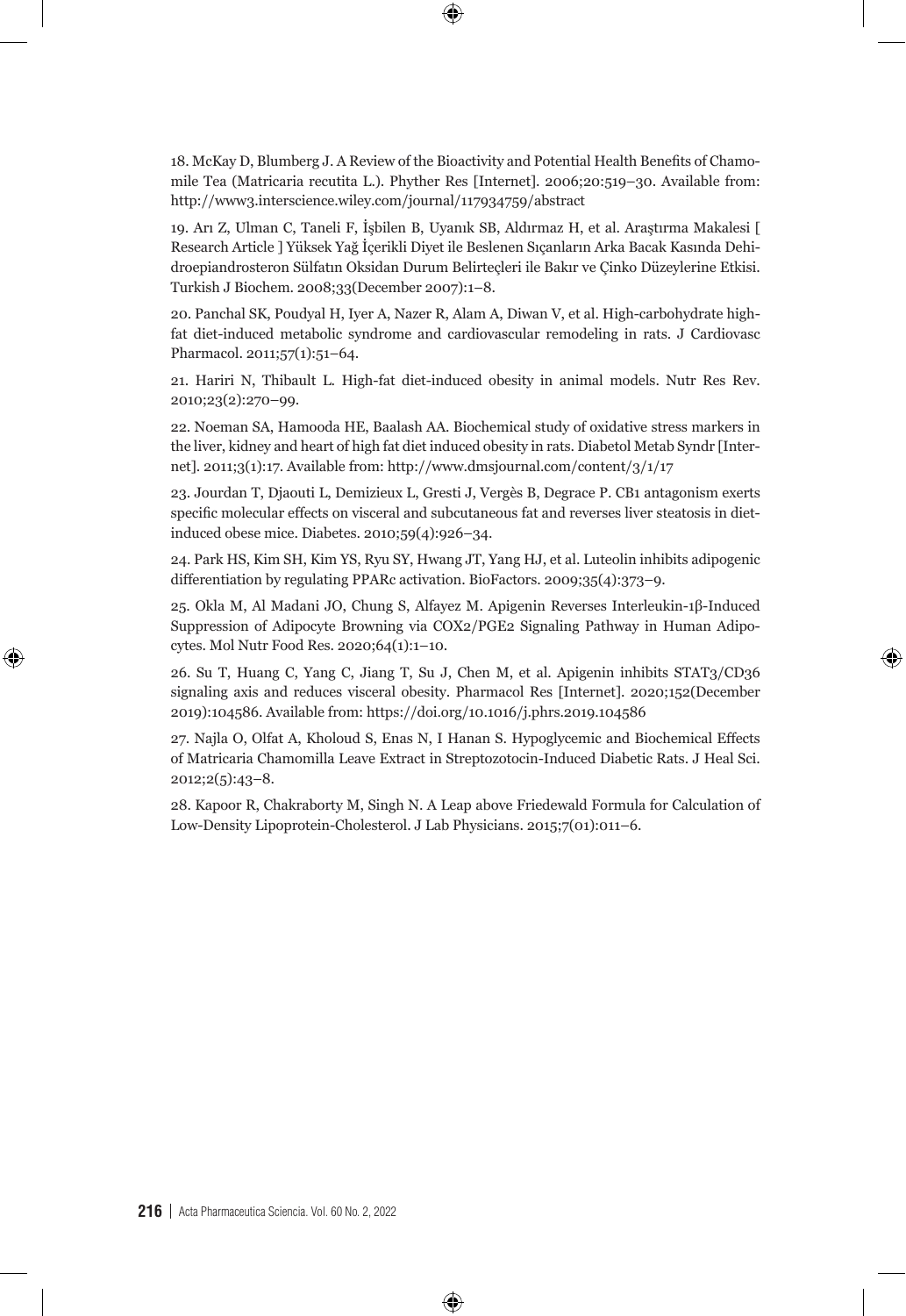18. McKay D, Blumberg J. A Review of the Bioactivity and Potential Health Benefits of Chamomile Tea (Matricaria recutita L.). Phyther Res [Internet]. 2006;20:519–30. Available from: http://www3.interscience.wiley.com/journal/117934759/abstract

19. Arı Z, Ulman C, Taneli F, İşbilen B, Uyanık SB, Aldırmaz H, et al. Araştırma Makalesi [ Research Article ] Yüksek Yağ İçerikli Diyet ile Beslenen Sıçanların Arka Bacak Kasında Dehidroepiandrosteron Sülfatın Oksidan Durum Belirteçleri ile Bakır ve Çinko Düzeylerine Etkisi. Turkish J Biochem. 2008;33(December 2007):1–8.

20. Panchal SK, Poudyal H, Iyer A, Nazer R, Alam A, Diwan V, et al. High-carbohydrate high-fat diet-induced metabolic syndrome and cardiovascular remodeling in rats. J Cardiovasc Pharmacol. 2011;57(1):51–64.

21. Hariri N, Thibault L. High-fat diet-induced obesity in animal models. Nutr Res Rev. 2010;23(2):270–99.

22. Noeman SA, Hamooda HE, Baalash AA. Biochemical study of oxidative stress markers in the liver, kidney and heart of high fat diet induced obesity in rats. Diabetol Metab Syndr [Internet]. 2011;3(1):17. Available from: http://www.dmsjournal.com/content/3/1/17

23. Jourdan T, Djaouti L, Demizieux L, Gresti J, Vergès B, Degrace P. CB1 antagonism exerts specific molecular effects on visceral and subcutaneous fat and reverses liver steatosis in diet-induced obese mice. Diabetes. 2010;59(4):926–34.

24. Park HS, Kim SH, Kim YS, Ryu SY, Hwang JT, Yang HJ, et al. Luteolin inhibits adipogenic differentiation by regulating PPARc activation. BioFactors. 2009;35(4):373–9.

25. Okla M, Al Madani JO, Chung S, Alfayez M. Apigenin Reverses Interleukin-1β-Induced Suppression of Adipocyte Browning via COX2/PGE2 Signaling Pathway in Human Adipocytes. Mol Nutr Food Res. 2020;64(1):1–10.

26. Su T, Huang C, Yang C, Jiang T, Su J, Chen M, et al. Apigenin inhibits STAT3/CD36 signaling axis and reduces visceral obesity. Pharmacol Res [Internet]. 2020;152(December 2019):104586. Available from: https://doi.org/10.1016/j.phrs.2019.104586

27. Najla O, Olfat A, Kholoud S, Enas N, I Hanan S. Hypoglycemic and Biochemical Effects of Matricaria Chamomilla Leave Extract in Streptozotocin-Induced Diabetic Rats. J Heal Sci. 2012;2(5):43–8.

28. Kapoor R, Chakraborty M, Singh N. A Leap above Friedewald Formula for Calculation of Low-Density Lipoprotein-Cholesterol. J Lab Physicians. 2015;7(01):011–6.